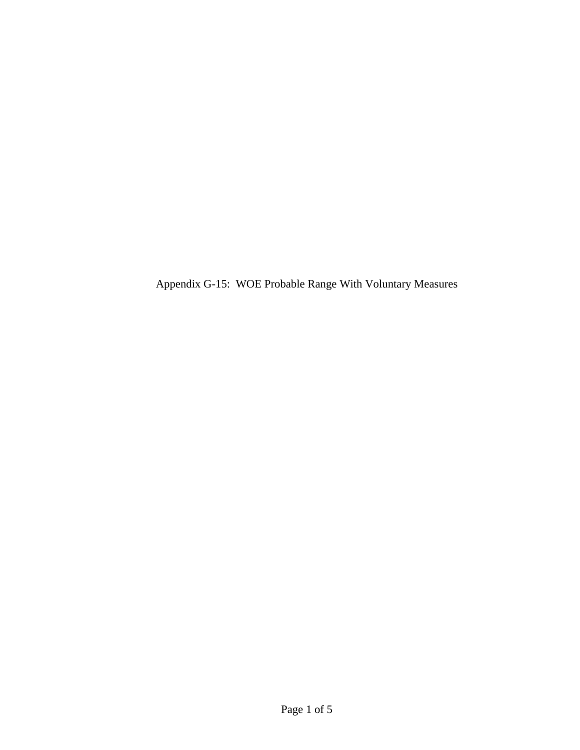# Appendix G-15: WOE Probable Range With Voluntary Measures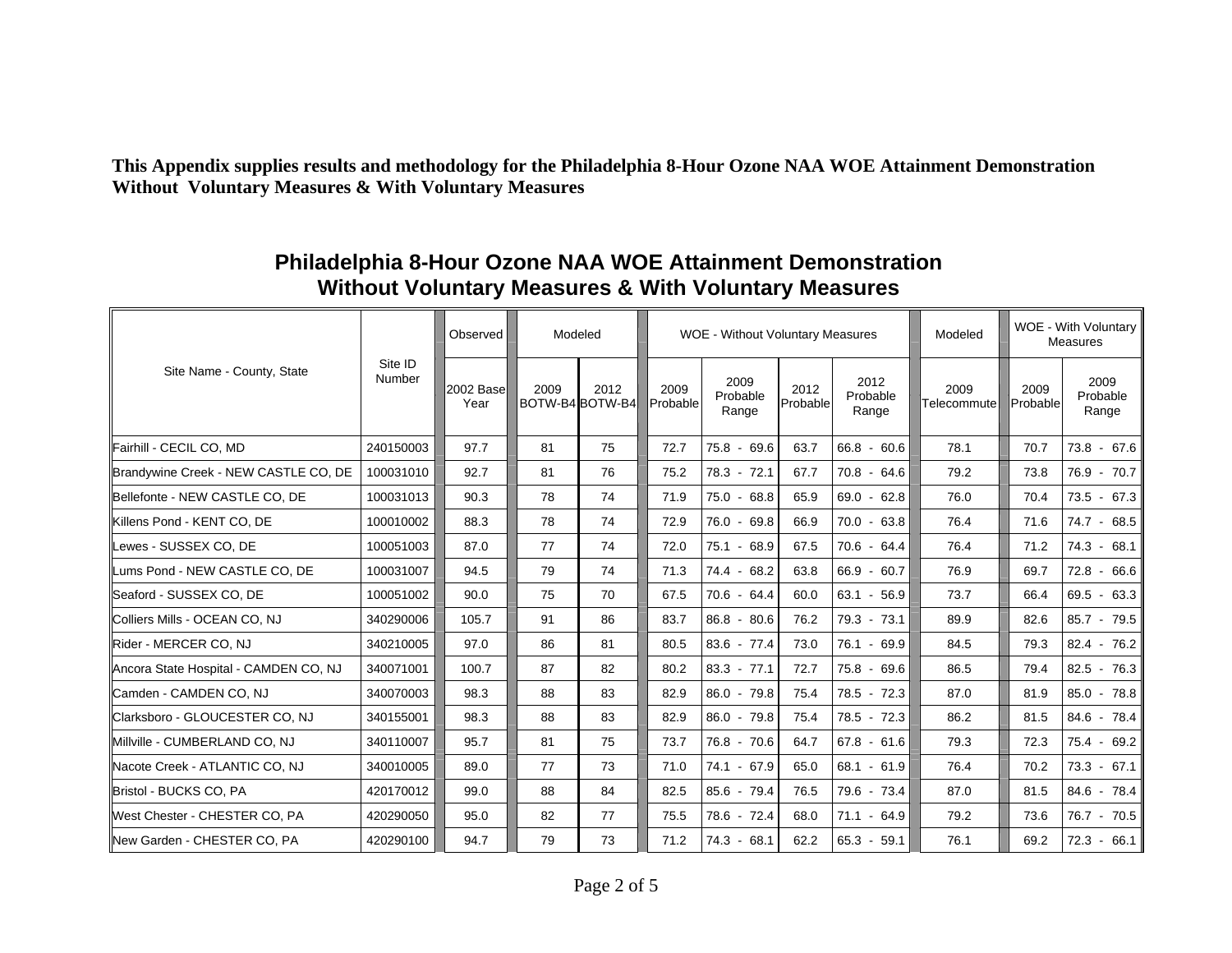**This Appendix supplies results and methodology for the Philadelphia 8-Hour Ozone NAA WOE Attainment Demonstration Without Voluntary Measures & With Voluntary Measures**

## Philadelphia 8-Hour Ozone NAA WOE Attainment Demonstration Without Voluntary Measures & With Voluntary Measures

| Site Name - County, State | Site ID Number | Observed | Modeled | | WOE - Without Voluntary Measures | | | | Modeled | WOE - With Voluntary Measures | |
|---|---|---|---|---|---|---|---|---|---|---|---|
| | | 2002 Base Year | 2009 BOTW-B4 | 2012 BOTW-B4 | 2009 Probable | 2009 Probable Range | 2012 Probable | 2012 Probable Range | 2009 Telecommute | 2009 Probable | 2009 Probable Range |
| Fairhill - CECIL CO, MD | 240150003 | 97.7 | 81 | 75 | 72.7 | 75.8 - 69.6 | 63.7 | 66.8 - 60.6 | 78.1 | 70.7 | 73.8 - 67.6 |
| Brandywine Creek - NEW CASTLE CO, DE | 100031010 | 92.7 | 81 | 76 | 75.2 | 78.3 - 72.1 | 67.7 | 70.8 - 64.6 | 79.2 | 73.8 | 76.9 - 70.7 |
| Bellefonte - NEW CASTLE CO, DE | 100031013 | 90.3 | 78 | 74 | 71.9 | 75.0 - 68.8 | 65.9 | 69.0 - 62.8 | 76.0 | 70.4 | 73.5 - 67.3 |
| Killens Pond - KENT CO, DE | 100010002 | 88.3 | 78 | 74 | 72.9 | 76.0 - 69.8 | 66.9 | 70.0 - 63.8 | 76.4 | 71.6 | 74.7 - 68.5 |
| Lewes - SUSSEX CO, DE | 100051003 | 87.0 | 77 | 74 | 72.0 | 75.1 - 68.9 | 67.5 | 70.6 - 64.4 | 76.4 | 71.2 | 74.3 - 68.1 |
| Lums Pond - NEW CASTLE CO, DE | 100031007 | 94.5 | 79 | 74 | 71.3 | 74.4 - 68.2 | 63.8 | 66.9 - 60.7 | 76.9 | 69.7 | 72.8 - 66.6 |
| Seaford - SUSSEX CO, DE | 100051002 | 90.0 | 75 | 70 | 67.5 | 70.6 - 64.4 | 60.0 | 63.1 - 56.9 | 73.7 | 66.4 | 69.5 - 63.3 |
| Colliers Mills - OCEAN CO, NJ | 340290006 | 105.7 | 91 | 86 | 83.7 | 86.8 - 80.6 | 76.2 | 79.3 - 73.1 | 89.9 | 82.6 | 85.7 - 79.5 |
| Rider - MERCER CO, NJ | 340210005 | 97.0 | 86 | 81 | 80.5 | 83.6 - 77.4 | 73.0 | 76.1 - 69.9 | 84.5 | 79.3 | 82.4 - 76.2 |
| Ancora State Hospital - CAMDEN CO, NJ | 340071001 | 100.7 | 87 | 82 | 80.2 | 83.3 - 77.1 | 72.7 | 75.8 - 69.6 | 86.5 | 79.4 | 82.5 - 76.3 |
| Camden - CAMDEN CO, NJ | 340070003 | 98.3 | 88 | 83 | 82.9 | 86.0 - 79.8 | 75.4 | 78.5 - 72.3 | 87.0 | 81.9 | 85.0 - 78.8 |
| Clarksboro - GLOUCESTER CO, NJ | 340155001 | 98.3 | 88 | 83 | 82.9 | 86.0 - 79.8 | 75.4 | 78.5 - 72.3 | 86.2 | 81.5 | 84.6 - 78.4 |
| Millville - CUMBERLAND CO, NJ | 340110007 | 95.7 | 81 | 75 | 73.7 | 76.8 - 70.6 | 64.7 | 67.8 - 61.6 | 79.3 | 72.3 | 75.4 - 69.2 |
| Nacote Creek - ATLANTIC CO, NJ | 340010005 | 89.0 | 77 | 73 | 71.0 | 74.1 - 67.9 | 65.0 | 68.1 - 61.9 | 76.4 | 70.2 | 73.3 - 67.1 |
| Bristol - BUCKS CO, PA | 420170012 | 99.0 | 88 | 84 | 82.5 | 85.6 - 79.4 | 76.5 | 79.6 - 73.4 | 87.0 | 81.5 | 84.6 - 78.4 |
| West Chester - CHESTER CO, PA | 420290050 | 95.0 | 82 | 77 | 75.5 | 78.6 - 72.4 | 68.0 | 71.1 - 64.9 | 79.2 | 73.6 | 76.7 - 70.5 |
| New Garden - CHESTER CO, PA | 420290100 | 94.7 | 79 | 73 | 71.2 | 74.3 - 68.1 | 62.2 | 65.3 - 59.1 | 76.1 | 69.2 | 72.3 - 66.1 |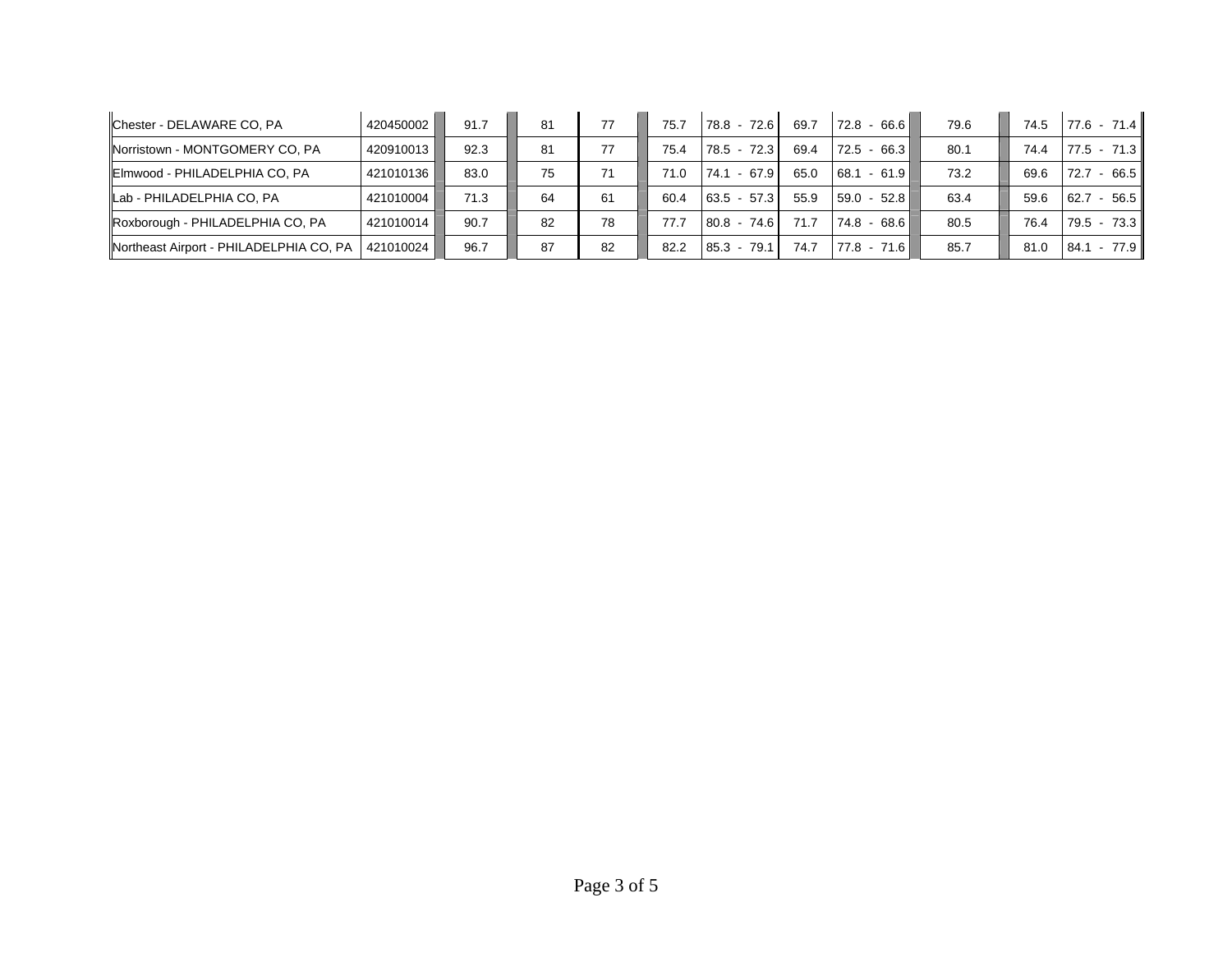| | | | | | | | | | | | |
|---|---|---|---|---|---|---|---|---|---|---|---|
| Chester - DELAWARE CO, PA | 420450002 | 91.7 | 81 | 77 | 75.7 | 78.8 - 72.6 | 69.7 | 72.8 - 66.6 | 79.6 | 74.5 | 77.6 - 71.4 |
| Norristown - MONTGOMERY CO, PA | 420910013 | 92.3 | 81 | 77 | 75.4 | 78.5 - 72.3 | 69.4 | 72.5 - 66.3 | 80.1 | 74.4 | 77.5 - 71.3 |
| Elmwood - PHILADELPHIA CO, PA | 421010136 | 83.0 | 75 | 71 | 71.0 | 74.1 - 67.9 | 65.0 | 68.1 - 61.9 | 73.2 | 69.6 | 72.7 - 66.5 |
| Lab - PHILADELPHIA CO, PA | 421010004 | 71.3 | 64 | 61 | 60.4 | 63.5 - 57.3 | 55.9 | 59.0 - 52.8 | 63.4 | 59.6 | 62.7 - 56.5 |
| Roxborough - PHILADELPHIA CO, PA | 421010014 | 90.7 | 82 | 78 | 77.7 | 80.8 - 74.6 | 71.7 | 74.8 - 68.6 | 80.5 | 76.4 | 79.5 - 73.3 |
| Northeast Airport - PHILADELPHIA CO, PA | 421010024 | 96.7 | 87 | 82 | 82.2 | 85.3 - 79.1 | 74.7 | 77.8 - 71.6 | 85.7 | 81.0 | 84.1 - 77.9 |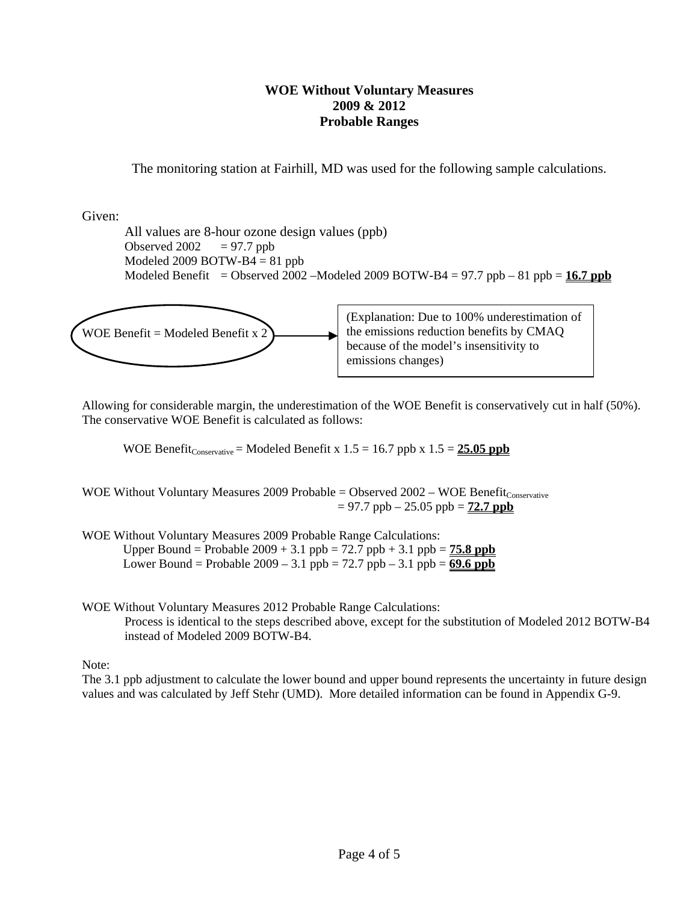**WOE Without Voluntary Measures**
**2009 & 2012**
**Probable Ranges**

The monitoring station at Fairhill, MD was used for the following sample calculations.

Given:

All values are 8-hour ozone design values (ppb)
Observed 2002 = 97.7 ppb
Modeled 2009 BOTW-B4 = 81 ppb
Modeled Benefit = Observed 2002 –Modeled 2009 BOTW-B4 = 97.7 ppb – 81 ppb = **16.7 ppb**

WOE Benefit = Modeled Benefit x 2 → (Explanation: Due to 100% underestimation of the emissions reduction benefits by CMAQ because of the model's insensitivity to emissions changes)

Allowing for considerable margin, the underestimation of the WOE Benefit is conservatively cut in half (50%). The conservative WOE Benefit is calculated as follows:

$\text{WOE Benefit}_{\text{Conservative}}$ = Modeled Benefit x 1.5 = 16.7 ppb x 1.5 = **25.05 ppb**

WOE Without Voluntary Measures 2009 Probable = Observed 2002 – $\text{WOE Benefit}_{\text{Conservative}}$
= 97.7 ppb – 25.05 ppb = **72.7 ppb**

WOE Without Voluntary Measures 2009 Probable Range Calculations:
Upper Bound = Probable 2009 + 3.1 ppb = 72.7 ppb + 3.1 ppb = **75.8 ppb**
Lower Bound = Probable 2009 – 3.1 ppb = 72.7 ppb – 3.1 ppb = **69.6 ppb**

WOE Without Voluntary Measures 2012 Probable Range Calculations:
Process is identical to the steps described above, except for the substitution of Modeled 2012 BOTW-B4 instead of Modeled 2009 BOTW-B4.

Note:
The 3.1 ppb adjustment to calculate the lower bound and upper bound represents the uncertainty in future design values and was calculated by Jeff Stehr (UMD). More detailed information can be found in Appendix G-9.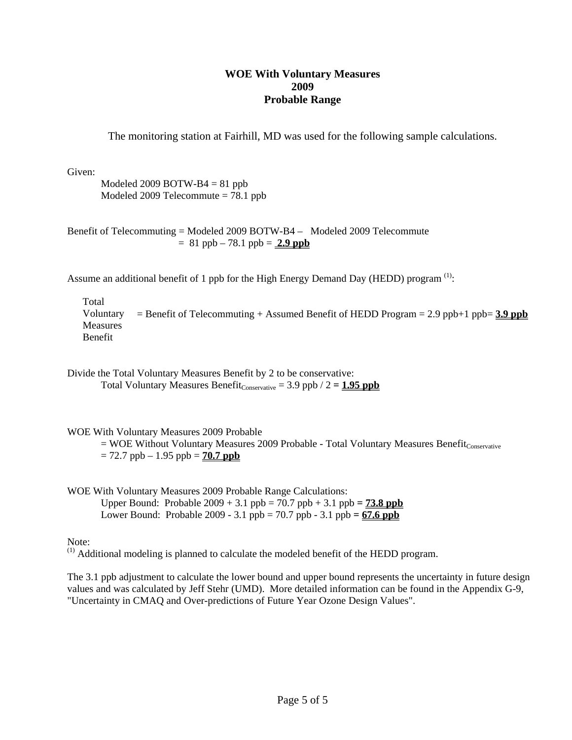# WOE With Voluntary Measures 2009 Probable Range

The monitoring station at Fairhill, MD was used for the following sample calculations.

Given:

Modeled 2009 BOTW-B4 = 81 ppb
Modeled 2009 Telecommute = 78.1 ppb

Benefit of Telecommuting = Modeled 2009 BOTW-B4 – Modeled 2009 Telecommute
= 81 ppb – 78.1 ppb = **2.9 ppb**

Assume an additional benefit of 1 ppb for the High Energy Demand Day (HEDD) program [(1)]:

Total Voluntary Measures Benefit = Benefit of Telecommuting + Assumed Benefit of HEDD Program = 2.9 ppb+1 ppb= **3.9 ppb**

Divide the Total Voluntary Measures Benefit by 2 to be conservative:

Total Voluntary Measures Benefit$_{Conservative}$ = 3.9 ppb / 2 = **1.95 ppb**

WOE With Voluntary Measures 2009 Probable
= WOE Without Voluntary Measures 2009 Probable - Total Voluntary Measures Benefit$_{Conservative}$
= 72.7 ppb – 1.95 ppb = **70.7 ppb**

WOE With Voluntary Measures 2009 Probable Range Calculations:

Upper Bound: Probable 2009 + 3.1 ppb = 70.7 ppb + 3.1 ppb = **73.8 ppb**
Lower Bound: Probable 2009 - 3.1 ppb = 70.7 ppb - 3.1 ppb = **67.6 ppb**

Note:
(1) Additional modeling is planned to calculate the modeled benefit of the HEDD program.

The 3.1 ppb adjustment to calculate the lower bound and upper bound represents the uncertainty in future design values and was calculated by Jeff Stehr (UMD). More detailed information can be found in the Appendix G-9, "Uncertainty in CMAQ and Over-predictions of Future Year Ozone Design Values".